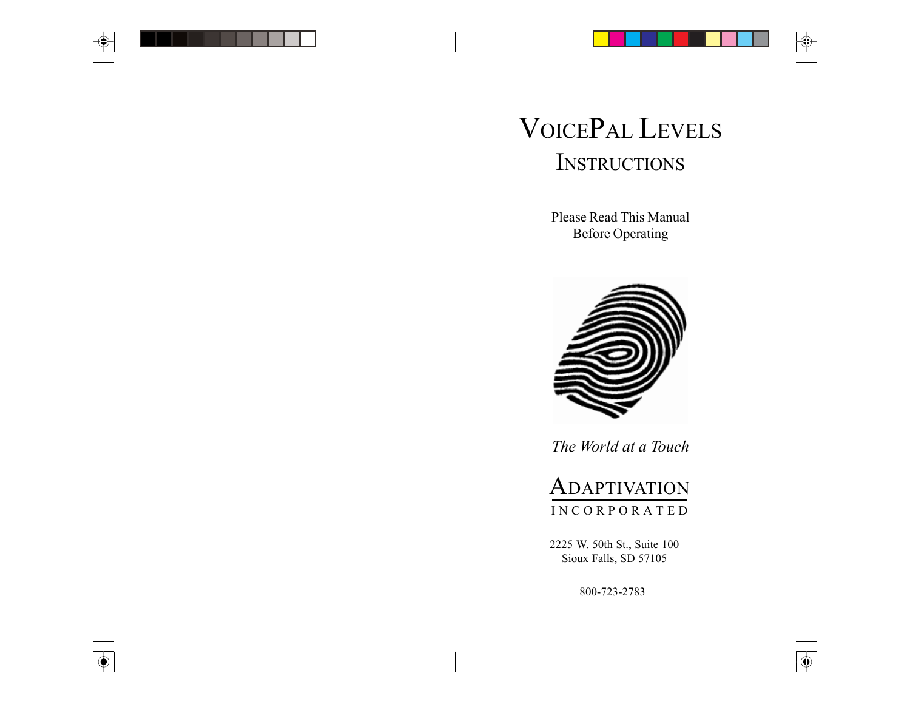# VoicePal Levels

## Instructions

Please Read This Manual
Before Operating

*The World at a Touch*

Adaptivation
INCORPORATED

2225 W. 50th St., Suite 100
Sioux Falls, SD 57105

800-723-2783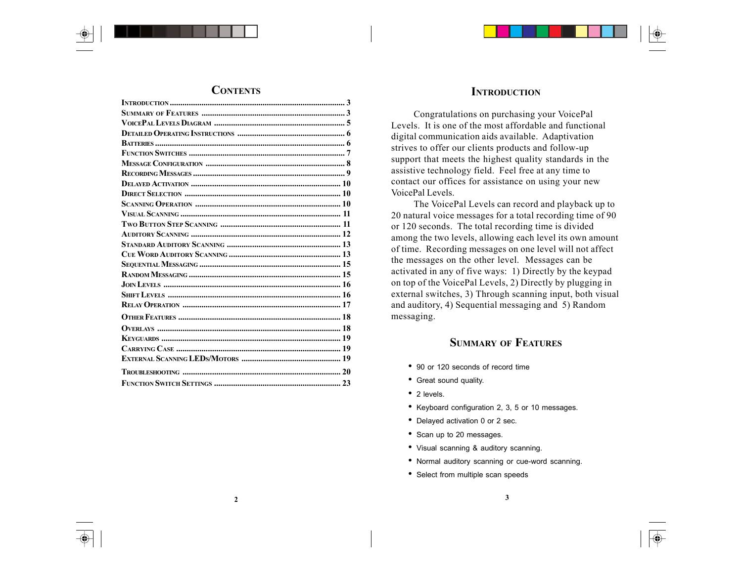# Contents

| | |
|---|---|
| Introduction | 3 |
| Summary of Features | 3 |
| VoicePal Levels Diagram | 5 |
| Detailed Operating Instructions | 6 |
| Batteries | 6 |
| Function Switches | 7 |
| Message Configuration | 8 |
| Recording Messages | 9 |
| Delayed Activation | 10 |
| Direct Selection | 10 |
| Scanning Operation | 10 |
| Visual Scanning | 11 |
| Two Button Step Scanning | 11 |
| Auditory Scanning | 12 |
| Standard Auditory Scanning | 13 |
| Cue Word Auditory Scanning | 13 |
| Sequential Messaging | 15 |
| Random Messaging | 15 |
| Join Levels | 16 |
| Shift Levels | 16 |
| Relay Operation | 17 |
| Other Features | 18 |
| Overlays | 18 |
| Keyguards | 19 |
| Carrying Case | 19 |
| External Scanning LEDs/Motors | 19 |
| Troubleshooting | 20 |
| Function Switch Settings | 23 |

# Introduction

Congratulations on purchasing your VoicePal Levels. It is one of the most affordable and functional digital communication aids available. Adaptivation strives to offer our clients products and follow-up support that meets the highest quality standards in the assistive technology field. Feel free at any time to contact our offices for assistance on using your new VoicePal Levels.

The VoicePal Levels can record and playback up to 20 natural voice messages for a total recording time of 90 or 120 seconds. The total recording time is divided among the two levels, allowing each level its own amount of time. Recording messages on one level will not affect the messages on the other level. Messages can be activated in any of five ways: 1) Directly by the keypad on top of the VoicePal Levels, 2) Directly by plugging in external switches, 3) Through scanning input, both visual and auditory, 4) Sequential messaging and 5) Random messaging.

# Summary of Features

- 90 or 120 seconds of record time
- Great sound quality.
- 2 levels.
- Keyboard configuration 2, 3, 5 or 10 messages.
- Delayed activation 0 or 2 sec.
- Scan up to 20 messages.
- Visual scanning & auditory scanning.
- Normal auditory scanning or cue-word scanning.
- Select from multiple scan speeds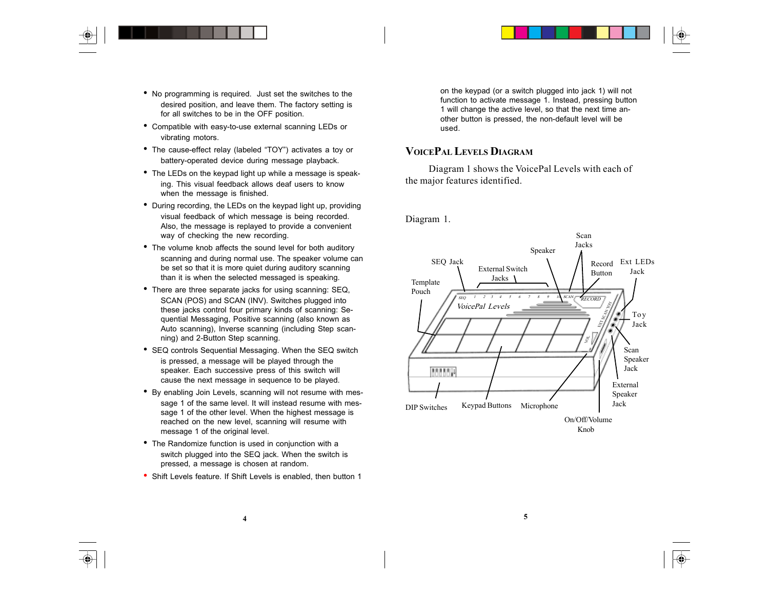- No programming is required.  Just set the switches to the desired position, and leave them. The factory setting is for all switches to be in the OFF position.
- Compatible with easy-to-use external scanning LEDs or vibrating motors.
- The cause-effect relay (labeled "TOY") activates a toy or battery-operated device during message playback.
- The LEDs on the keypad light up while a message is speaking. This visual feedback allows deaf users to know when the message is finished.
- During recording, the LEDs on the keypad light up, providing visual feedback of which message is being recorded. Also, the message is replayed to provide a convenient way of checking the new recording.
- The volume knob affects the sound level for both auditory scanning and during normal use. The speaker volume can be set so that it is more quiet during auditory scanning than it is when the selected messaged is speaking.
- There are three separate jacks for using scanning: SEQ, SCAN (POS) and SCAN (INV). Switches plugged into these jacks control four primary kinds of scanning: Sequential Messaging, Positive scanning (also known as Auto scanning), Inverse scanning (including Step scanning) and 2-Button Step scanning.
- SEQ controls Sequential Messaging. When the SEQ switch is pressed, a message will be played through the speaker. Each successive press of this switch will cause the next message in sequence to be played.
- By enabling Join Levels, scanning will not resume with message 1 of the same level. It will instead resume with message 1 of the other level. When the highest message is reached on the new level, scanning will resume with message 1 of the original level.
- The Randomize function is used in conjunction with a switch plugged into the SEQ jack. When the switch is pressed, a message is chosen at random.
- Shift Levels feature. If Shift Levels is enabled, then button 1 on the keypad (or a switch plugged into jack 1) will not function to activate message 1. Instead, pressing button 1 will change the active level, so that the next time another button is pressed, the non-default level will be used.

## VoicePal Levels Diagram

Diagram 1 shows the VoicePal Levels with each of the major features identified.

Diagram 1.

Labels: SEQ Jack, Template Pouch, External Switch Jacks, Speaker, Scan Jacks, Record Button, Ext LEDs Jack, Toy Jack, Scan Speaker Jack, External Speaker Jack, On/Off/Volume Knob, Microphone, Keypad Buttons, DIP Switches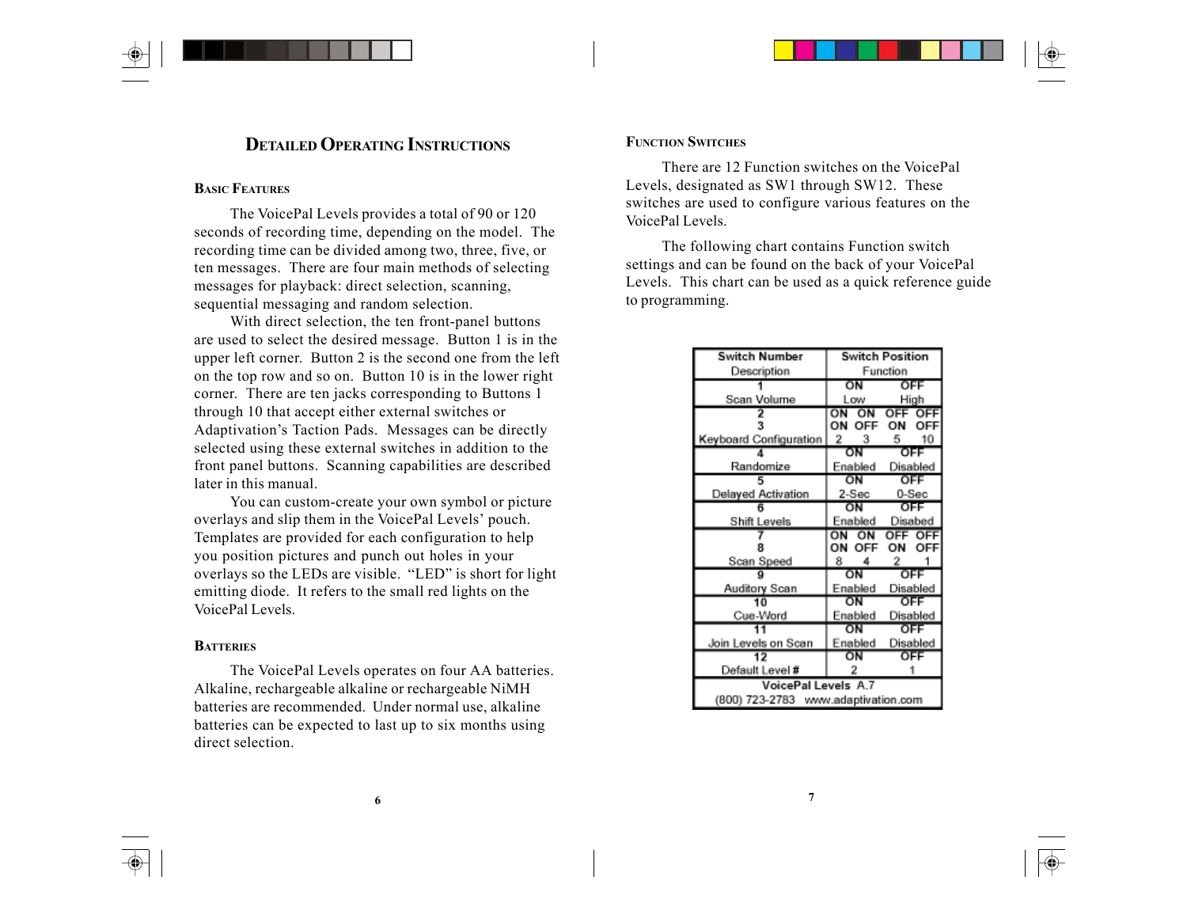# Detailed Operating Instructions

## Basic Features

The VoicePal Levels provides a total of 90 or 120 seconds of recording time, depending on the model. The recording time can be divided among two, three, five, or ten messages. There are four main methods of selecting messages for playback: direct selection, scanning, sequential messaging and random selection.

With direct selection, the ten front-panel buttons are used to select the desired message. Button 1 is in the upper left corner. Button 2 is the second one from the left on the top row and so on. Button 10 is in the lower right corner. There are ten jacks corresponding to Buttons 1 through 10 that accept either external switches or Adaptivation's Taction Pads. Messages can be directly selected using these external switches in addition to the front panel buttons. Scanning capabilities are described later in this manual.

You can custom-create your own symbol or picture overlays and slip them in the VoicePal Levels' pouch. Templates are provided for each configuration to help you position pictures and punch out holes in your overlays so the LEDs are visible. "LED" is short for light emitting diode. It refers to the small red lights on the VoicePal Levels.

## Batteries

The VoicePal Levels operates on four AA batteries. Alkaline, rechargeable alkaline or rechargeable NiMH batteries are recommended. Under normal use, alkaline batteries can be expected to last up to six months using direct selection.

## Function Switches

There are 12 Function switches on the VoicePal Levels, designated as SW1 through SW12. These switches are used to configure various features on the VoicePal Levels.

The following chart contains Function switch settings and can be found on the back of your VoicePal Levels. This chart can be used as a quick reference guide to programming.

| Switch Number / Description | Switch Position / Function | | | |
|---|---|---|---|---|
| 1 Scan Volume | ON Low | | OFF High | |
| 2 | ON | ON | OFF | OFF |
| 3 | ON | OFF | ON | OFF |
| Keyboard Configuration | 2 | 3 | 5 | 10 |
| 4 Randomize | ON Enabled | | OFF Disabled | |
| 5 Delayed Activation | ON 2-Sec | | OFF 0-Sec | |
| 6 Shift Levels | ON Enabled | | OFF Disabed | |
| 7 | ON | ON | OFF | OFF |
| 8 | ON | OFF | ON | OFF |
| Scan Speed | 8 | 4 | 2 | 1 |
| 9 Auditory Scan | ON Enabled | | OFF Disabled | |
| 10 Cue-Word | ON Enabled | | OFF Disabled | |
| 11 Join Levels on Scan | ON Enabled | | OFF Disabled | |
| 12 Default Level # | ON 2 | | OFF 1 | |
| VoicePal Levels A.7 (800) 723-2783 www.adaptivation.com | | | | |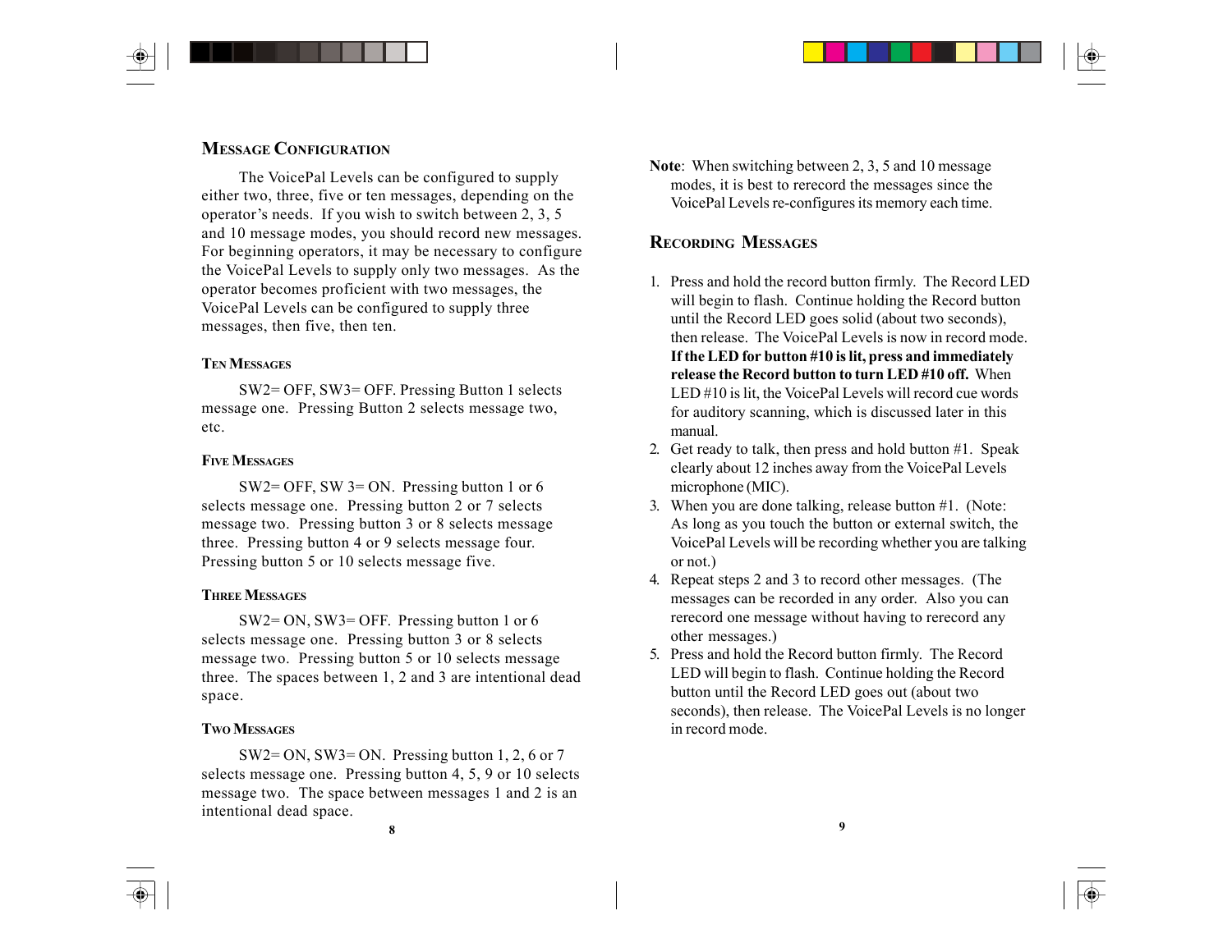## Message Configuration

The VoicePal Levels can be configured to supply either two, three, five or ten messages, depending on the operator's needs. If you wish to switch between 2, 3, 5 and 10 message modes, you should record new messages. For beginning operators, it may be necessary to configure the VoicePal Levels to supply only two messages. As the operator becomes proficient with two messages, the VoicePal Levels can be configured to supply three messages, then five, then ten.

### Ten Messages

SW2= OFF, SW3= OFF. Pressing Button 1 selects message one. Pressing Button 2 selects message two, etc.

### Five Messages

SW2= OFF, SW 3= ON. Pressing button 1 or 6 selects message one. Pressing button 2 or 7 selects message two. Pressing button 3 or 8 selects message three. Pressing button 4 or 9 selects message four. Pressing button 5 or 10 selects message five.

### Three Messages

SW2= ON, SW3= OFF. Pressing button 1 or 6 selects message one. Pressing button 3 or 8 selects message two. Pressing button 5 or 10 selects message three. The spaces between 1, 2 and 3 are intentional dead space.

### Two Messages

SW2= ON, SW3= ON. Pressing button 1, 2, 6 or 7 selects message one. Pressing button 4, 5, 9 or 10 selects message two. The space between messages 1 and 2 is an intentional dead space.

**Note**: When switching between 2, 3, 5 and 10 message modes, it is best to rerecord the messages since the VoicePal Levels re-configures its memory each time.

## Recording Messages

1. Press and hold the record button firmly. The Record LED will begin to flash. Continue holding the Record button until the Record LED goes solid (about two seconds), then release. The VoicePal Levels is now in record mode. **If the LED for button #10 is lit, press and immediately release the Record button to turn LED #10 off.** When LED #10 is lit, the VoicePal Levels will record cue words for auditory scanning, which is discussed later in this manual.
2. Get ready to talk, then press and hold button #1. Speak clearly about 12 inches away from the VoicePal Levels microphone (MIC).
3. When you are done talking, release button #1. (Note: As long as you touch the button or external switch, the VoicePal Levels will be recording whether you are talking or not.)
4. Repeat steps 2 and 3 to record other messages. (The messages can be recorded in any order. Also you can rerecord one message without having to rerecord any other messages.)
5. Press and hold the Record button firmly. The Record LED will begin to flash. Continue holding the Record button until the Record LED goes out (about two seconds), then release. The VoicePal Levels is no longer in record mode.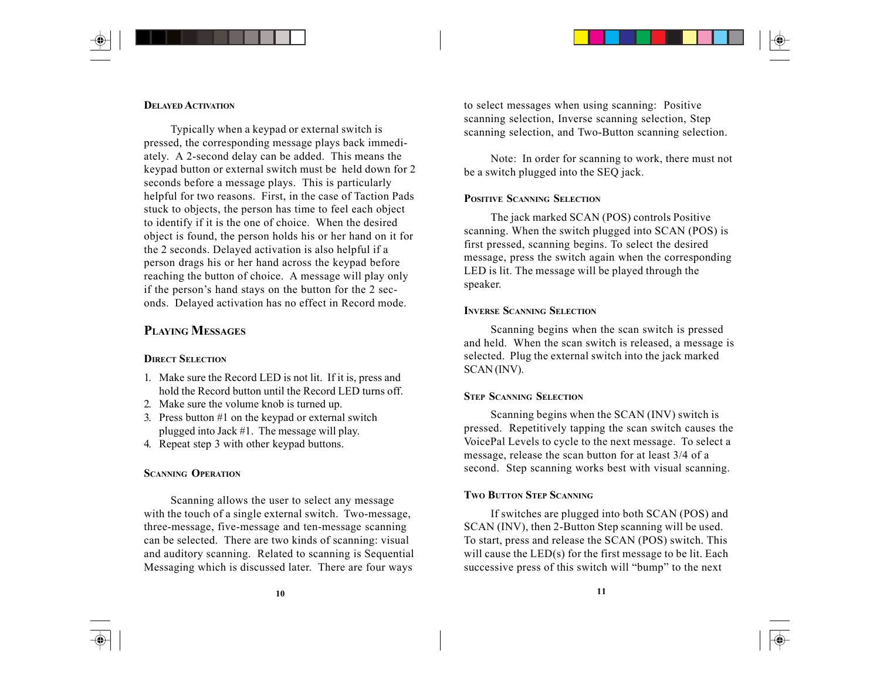### Delayed Activation

Typically when a keypad or external switch is pressed, the corresponding message plays back immediately. A 2-second delay can be added. This means the keypad button or external switch must be held down for 2 seconds before a message plays. This is particularly helpful for two reasons. First, in the case of Taction Pads stuck to objects, the person has time to feel each object to identify if it is the one of choice. When the desired object is found, the person holds his or her hand on it for the 2 seconds. Delayed activation is also helpful if a person drags his or her hand across the keypad before reaching the button of choice. A message will play only if the person's hand stays on the button for the 2 seconds. Delayed activation has no effect in Record mode.

## Playing Messages

### Direct Selection

1. Make sure the Record LED is not lit. If it is, press and hold the Record button until the Record LED turns off.
2. Make sure the volume knob is turned up.
3. Press button #1 on the keypad or external switch plugged into Jack #1. The message will play.
4. Repeat step 3 with other keypad buttons.

### Scanning Operation

Scanning allows the user to select any message with the touch of a single external switch. Two-message, three-message, five-message and ten-message scanning can be selected. There are two kinds of scanning: visual and auditory scanning. Related to scanning is Sequential Messaging which is discussed later. There are four ways to select messages when using scanning: Positive scanning selection, Inverse scanning selection, Step scanning selection, and Two-Button scanning selection.

Note: In order for scanning to work, there must not be a switch plugged into the SEQ jack.

### Positive Scanning Selection

The jack marked SCAN (POS) controls Positive scanning. When the switch plugged into SCAN (POS) is first pressed, scanning begins. To select the desired message, press the switch again when the corresponding LED is lit. The message will be played through the speaker.

### Inverse Scanning Selection

Scanning begins when the scan switch is pressed and held. When the scan switch is released, a message is selected. Plug the external switch into the jack marked SCAN (INV).

### Step Scanning Selection

Scanning begins when the SCAN (INV) switch is pressed. Repetitively tapping the scan switch causes the VoicePal Levels to cycle to the next message. To select a message, release the scan button for at least 3/4 of a second. Step scanning works best with visual scanning.

### Two Button Step Scanning

If switches are plugged into both SCAN (POS) and SCAN (INV), then 2-Button Step scanning will be used. To start, press and release the SCAN (POS) switch. This will cause the LED(s) for the first message to be lit. Each successive press of this switch will "bump" to the next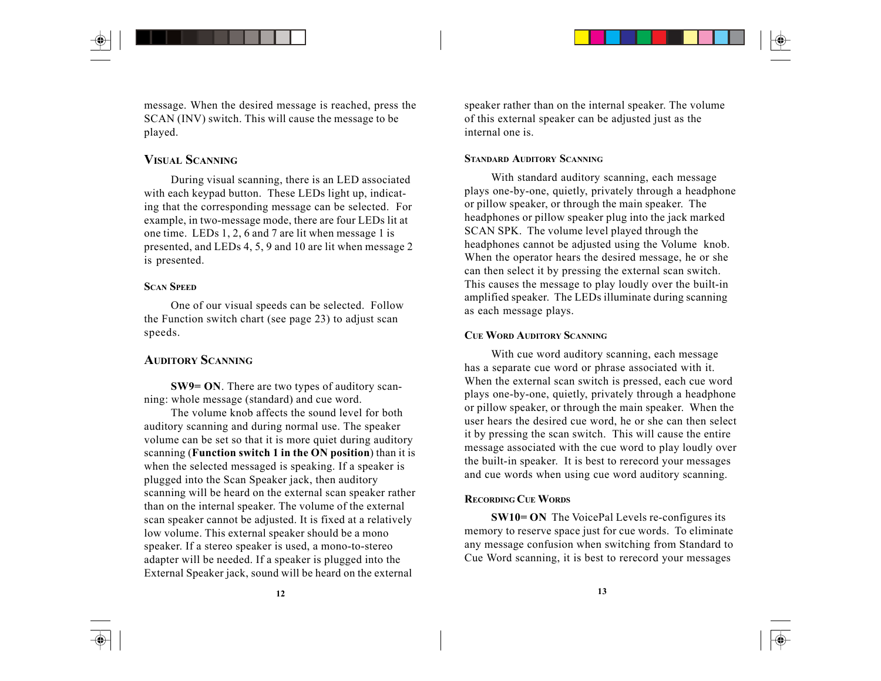message. When the desired message is reached, press the SCAN (INV) switch. This will cause the message to be played.

## Visual Scanning

During visual scanning, there is an LED associated with each keypad button. These LEDs light up, indicating that the corresponding message can be selected. For example, in two-message mode, there are four LEDs lit at one time. LEDs 1, 2, 6 and 7 are lit when message 1 is presented, and LEDs 4, 5, 9 and 10 are lit when message 2 is presented.

### Scan Speed

One of our visual speeds can be selected. Follow the Function switch chart (see page 23) to adjust scan speeds.

## Auditory Scanning

**SW9= ON**. There are two types of auditory scanning: whole message (standard) and cue word.

The volume knob affects the sound level for both auditory scanning and during normal use. The speaker volume can be set so that it is more quiet during auditory scanning (**Function switch 1 in the ON position**) than it is when the selected messaged is speaking. If a speaker is plugged into the Scan Speaker jack, then auditory scanning will be heard on the external scan speaker rather than on the internal speaker. The volume of the external scan speaker cannot be adjusted. It is fixed at a relatively low volume. This external speaker should be a mono speaker. If a stereo speaker is used, a mono-to-stereo adapter will be needed. If a speaker is plugged into the External Speaker jack, sound will be heard on the external speaker rather than on the internal speaker. The volume of this external speaker can be adjusted just as the internal one is.

### Standard Auditory Scanning

With standard auditory scanning, each message plays one-by-one, quietly, privately through a headphone or pillow speaker, or through the main speaker. The headphones or pillow speaker plug into the jack marked SCAN SPK. The volume level played through the headphones cannot be adjusted using the Volume knob. When the operator hears the desired message, he or she can then select it by pressing the external scan switch. This causes the message to play loudly over the built-in amplified speaker. The LEDs illuminate during scanning as each message plays.

### Cue Word Auditory Scanning

With cue word auditory scanning, each message has a separate cue word or phrase associated with it. When the external scan switch is pressed, each cue word plays one-by-one, quietly, privately through a headphone or pillow speaker, or through the main speaker. When the user hears the desired cue word, he or she can then select it by pressing the scan switch. This will cause the entire message associated with the cue word to play loudly over the built-in speaker. It is best to rerecord your messages and cue words when using cue word auditory scanning.

### Recording Cue Words

**SW10= ON** The VoicePal Levels re-configures its memory to reserve space just for cue words. To eliminate any message confusion when switching from Standard to Cue Word scanning, it is best to rerecord your messages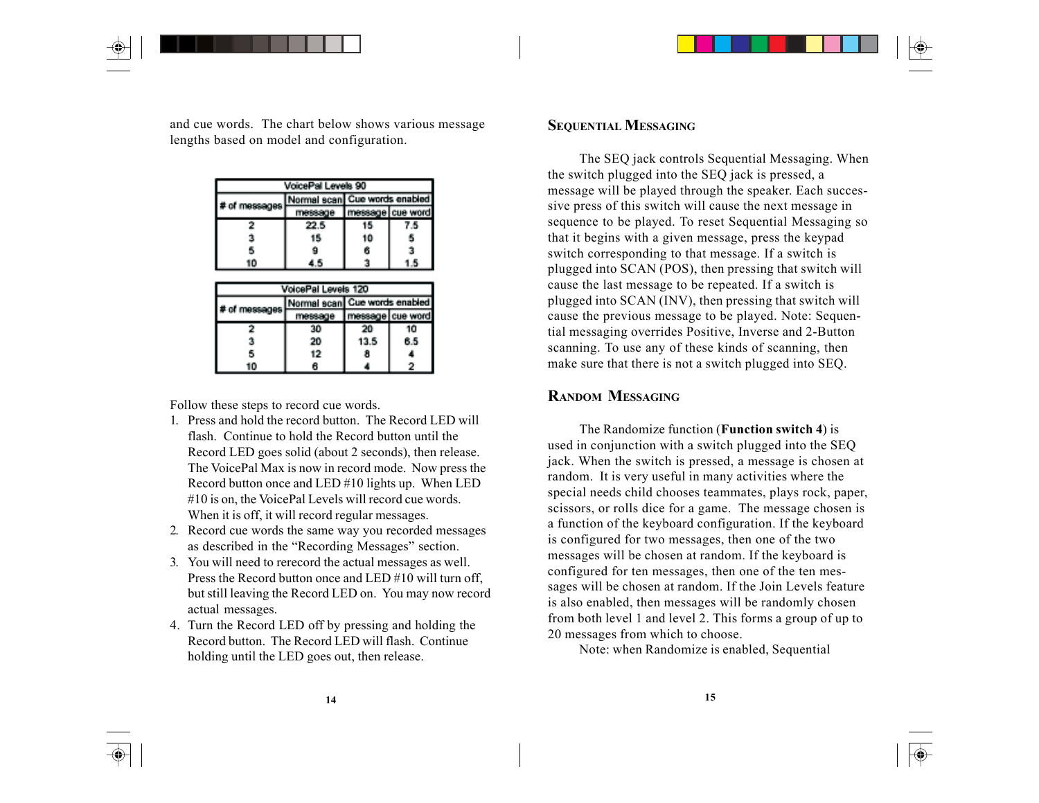and cue words. The chart below shows various message lengths based on model and configuration.

| VoicePal Levels 90 | | | |
|---|---|---|---|
| # of messages | Normal scan | Cue words enabled | |
| | message | message | cue word |
| 2 | 22.5 | 15 | 7.5 |
| 3 | 15 | 10 | 5 |
| 5 | 9 | 6 | 3 |
| 10 | 4.5 | 3 | 1.5 |

| VoicePal Levels 120 | | | |
|---|---|---|---|
| # of messages | Normal scan | Cue words enabled | |
| | message | message | cue word |
| 2 | 30 | 20 | 10 |
| 3 | 20 | 13.5 | 6.5 |
| 5 | 12 | 8 | 4 |
| 10 | 6 | 4 | 2 |

Follow these steps to record cue words.

1. Press and hold the record button. The Record LED will flash. Continue to hold the Record button until the Record LED goes solid (about 2 seconds), then release. The VoicePal Max is now in record mode. Now press the Record button once and LED #10 lights up. When LED #10 is on, the VoicePal Levels will record cue words. When it is off, it will record regular messages.
2. Record cue words the same way you recorded messages as described in the “Recording Messages” section.
3. You will need to rerecord the actual messages as well. Press the Record button once and LED #10 will turn off, but still leaving the Record LED on. You may now record actual messages.
4. Turn the Record LED off by pressing and holding the Record button. The Record LED will flash. Continue holding until the LED goes out, then release.

## Sequential Messaging

The SEQ jack controls Sequential Messaging. When the switch plugged into the SEQ jack is pressed, a message will be played through the speaker. Each successive press of this switch will cause the next message in sequence to be played. To reset Sequential Messaging so that it begins with a given message, press the keypad switch corresponding to that message. If a switch is plugged into SCAN (POS), then pressing that switch will cause the last message to be repeated. If a switch is plugged into SCAN (INV), then pressing that switch will cause the previous message to be played. Note: Sequential messaging overrides Positive, Inverse and 2-Button scanning. To use any of these kinds of scanning, then make sure that there is not a switch plugged into SEQ.

## Random Messaging

The Randomize function (**Function switch 4**) is used in conjunction with a switch plugged into the SEQ jack. When the switch is pressed, a message is chosen at random. It is very useful in many activities where the special needs child chooses teammates, plays rock, paper, scissors, or rolls dice for a game. The message chosen is a function of the keyboard configuration. If the keyboard is configured for two messages, then one of the two messages will be chosen at random. If the keyboard is configured for ten messages, then one of the ten messages will be chosen at random. If the Join Levels feature is also enabled, then messages will be randomly chosen from both level 1 and level 2. This forms a group of up to 20 messages from which to choose.

Note: when Randomize is enabled, Sequential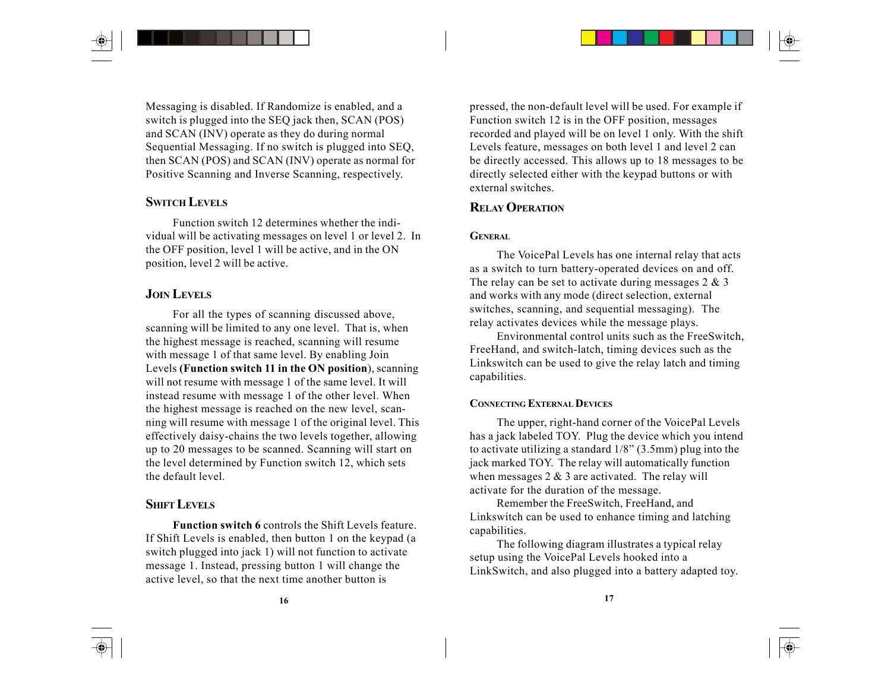Messaging is disabled. If Randomize is enabled, and a switch is plugged into the SEQ jack then, SCAN (POS) and SCAN (INV) operate as they do during normal Sequential Messaging. If no switch is plugged into SEQ, then SCAN (POS) and SCAN (INV) operate as normal for Positive Scanning and Inverse Scanning, respectively.

## Switch Levels

Function switch 12 determines whether the individual will be activating messages on level 1 or level 2. In the OFF position, level 1 will be active, and in the ON position, level 2 will be active.

## Join Levels

For all the types of scanning discussed above, scanning will be limited to any one level. That is, when the highest message is reached, scanning will resume with message 1 of that same level. By enabling Join Levels **(Function switch 11 in the ON position)**, scanning will not resume with message 1 of the same level. It will instead resume with message 1 of the other level. When the highest message is reached on the new level, scanning will resume with message 1 of the original level. This effectively daisy-chains the two levels together, allowing up to 20 messages to be scanned. Scanning will start on the level determined by Function switch 12, which sets the default level.

## Shift Levels

**Function switch 6** controls the Shift Levels feature. If Shift Levels is enabled, then button 1 on the keypad (a switch plugged into jack 1) will not function to activate message 1. Instead, pressing button 1 will change the active level, so that the next time another button is pressed, the non-default level will be used. For example if Function switch 12 is in the OFF position, messages recorded and played will be on level 1 only. With the shift Levels feature, messages on both level 1 and level 2 can be directly accessed. This allows up to 18 messages to be directly selected either with the keypad buttons or with external switches.

## Relay Operation

### General

The VoicePal Levels has one internal relay that acts as a switch to turn battery-operated devices on and off. The relay can be set to activate during messages 2 & 3 and works with any mode (direct selection, external switches, scanning, and sequential messaging). The relay activates devices while the message plays.

Environmental control units such as the FreeSwitch, FreeHand, and switch-latch, timing devices such as the Linkswitch can be used to give the relay latch and timing capabilities.

### Connecting External Devices

The upper, right-hand corner of the VoicePal Levels has a jack labeled TOY. Plug the device which you intend to activate utilizing a standard 1/8” (3.5mm) plug into the jack marked TOY. The relay will automatically function when messages 2 & 3 are activated. The relay will activate for the duration of the message.

Remember the FreeSwitch, FreeHand, and Linkswitch can be used to enhance timing and latching capabilities.

The following diagram illustrates a typical relay setup using the VoicePal Levels hooked into a LinkSwitch, and also plugged into a battery adapted toy.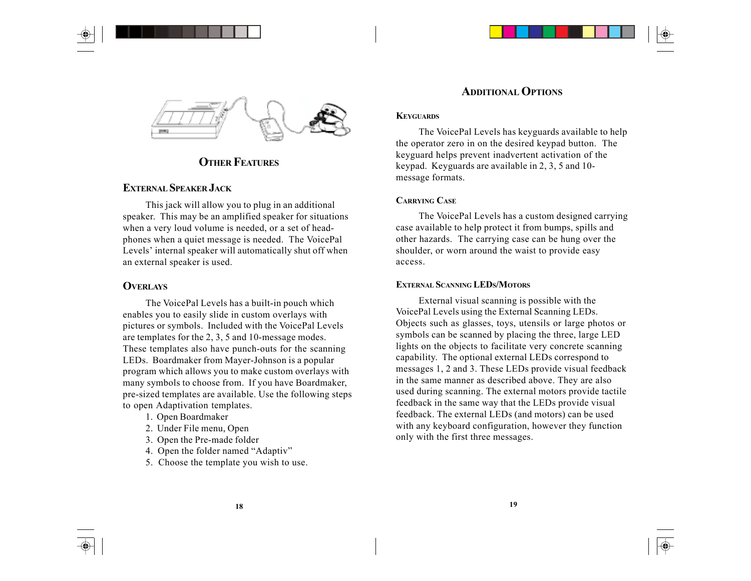## Other Features

### External Speaker Jack

This jack will allow you to plug in an additional speaker. This may be an amplified speaker for situations when a very loud volume is needed, or a set of head-phones when a quiet message is needed. The VoicePal Levels' internal speaker will automatically shut off when an external speaker is used.

### Overlays

The VoicePal Levels has a built-in pouch which enables you to easily slide in custom overlays with pictures or symbols. Included with the VoicePal Levels are templates for the 2, 3, 5 and 10-message modes. These templates also have punch-outs for the scanning LEDs. Boardmaker from Mayer-Johnson is a popular program which allows you to make custom overlays with many symbols to choose from. If you have Boardmaker, pre-sized templates are available. Use the following steps to open Adaptivation templates.

1. Open Boardmaker
2. Under File menu, Open
3. Open the Pre-made folder
4. Open the folder named "Adaptiv"
5. Choose the template you wish to use.

## Additional Options

### Keyguards

The VoicePal Levels has keyguards available to help the operator zero in on the desired keypad button. The keyguard helps prevent inadvertent activation of the keypad. Keyguards are available in 2, 3, 5 and 10-message formats.

### Carrying Case

The VoicePal Levels has a custom designed carrying case available to help protect it from bumps, spills and other hazards. The carrying case can be hung over the shoulder, or worn around the waist to provide easy access.

### External Scanning LEDs/Motors

External visual scanning is possible with the VoicePal Levels using the External Scanning LEDs. Objects such as glasses, toys, utensils or large photos or symbols can be scanned by placing the three, large LED lights on the objects to facilitate very concrete scanning capability. The optional external LEDs correspond to messages 1, 2 and 3. These LEDs provide visual feedback in the same manner as described above. They are also used during scanning. The external motors provide tactile feedback in the same way that the LEDs provide visual feedback. The external LEDs (and motors) can be used with any keyboard configuration, however they function only with the first three messages.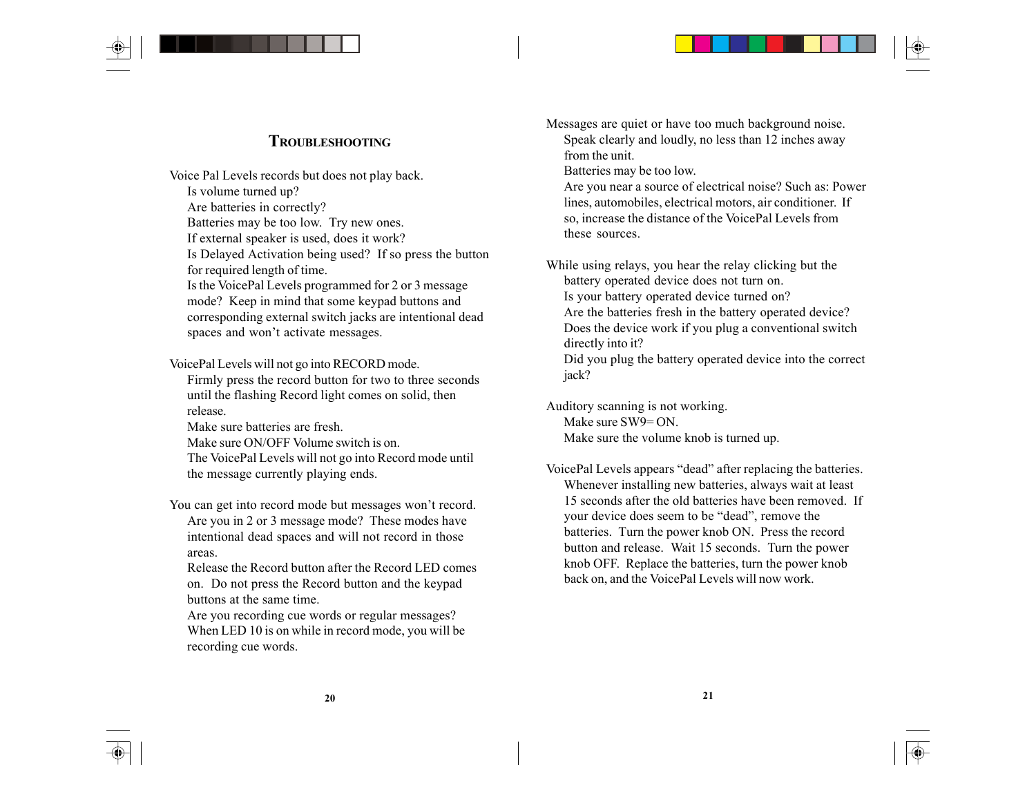## Troubleshooting

Voice Pal Levels records but does not play back.

- Is volume turned up?
- Are batteries in correctly?
- Batteries may be too low. Try new ones.
- If external speaker is used, does it work?
- Is Delayed Activation being used? If so press the button for required length of time.
- Is the VoicePal Levels programmed for 2 or 3 message mode? Keep in mind that some keypad buttons and corresponding external switch jacks are intentional dead spaces and won't activate messages.

VoicePal Levels will not go into RECORD mode.

- Firmly press the record button for two to three seconds until the flashing Record light comes on solid, then release.
- Make sure batteries are fresh.
- Make sure ON/OFF Volume switch is on.
- The VoicePal Levels will not go into Record mode until the message currently playing ends.

You can get into record mode but messages won't record.

- Are you in 2 or 3 message mode? These modes have intentional dead spaces and will not record in those areas.
- Release the Record button after the Record LED comes on. Do not press the Record button and the keypad buttons at the same time.
- Are you recording cue words or regular messages? When LED 10 is on while in record mode, you will be recording cue words.

Messages are quiet or have too much background noise.

- Speak clearly and loudly, no less than 12 inches away from the unit.
- Batteries may be too low.
- Are you near a source of electrical noise? Such as: Power lines, automobiles, electrical motors, air conditioner. If so, increase the distance of the VoicePal Levels from these sources.

While using relays, you hear the relay clicking but the battery operated device does not turn on.

- Is your battery operated device turned on?
- Are the batteries fresh in the battery operated device?
- Does the device work if you plug a conventional switch directly into it?
- Did you plug the battery operated device into the correct jack?

Auditory scanning is not working.

- Make sure SW9= ON.
- Make sure the volume knob is turned up.

VoicePal Levels appears "dead" after replacing the batteries.

- Whenever installing new batteries, always wait at least 15 seconds after the old batteries have been removed. If your device does seem to be "dead", remove the batteries. Turn the power knob ON. Press the record button and release. Wait 15 seconds. Turn the power knob OFF. Replace the batteries, turn the power knob back on, and the VoicePal Levels will now work.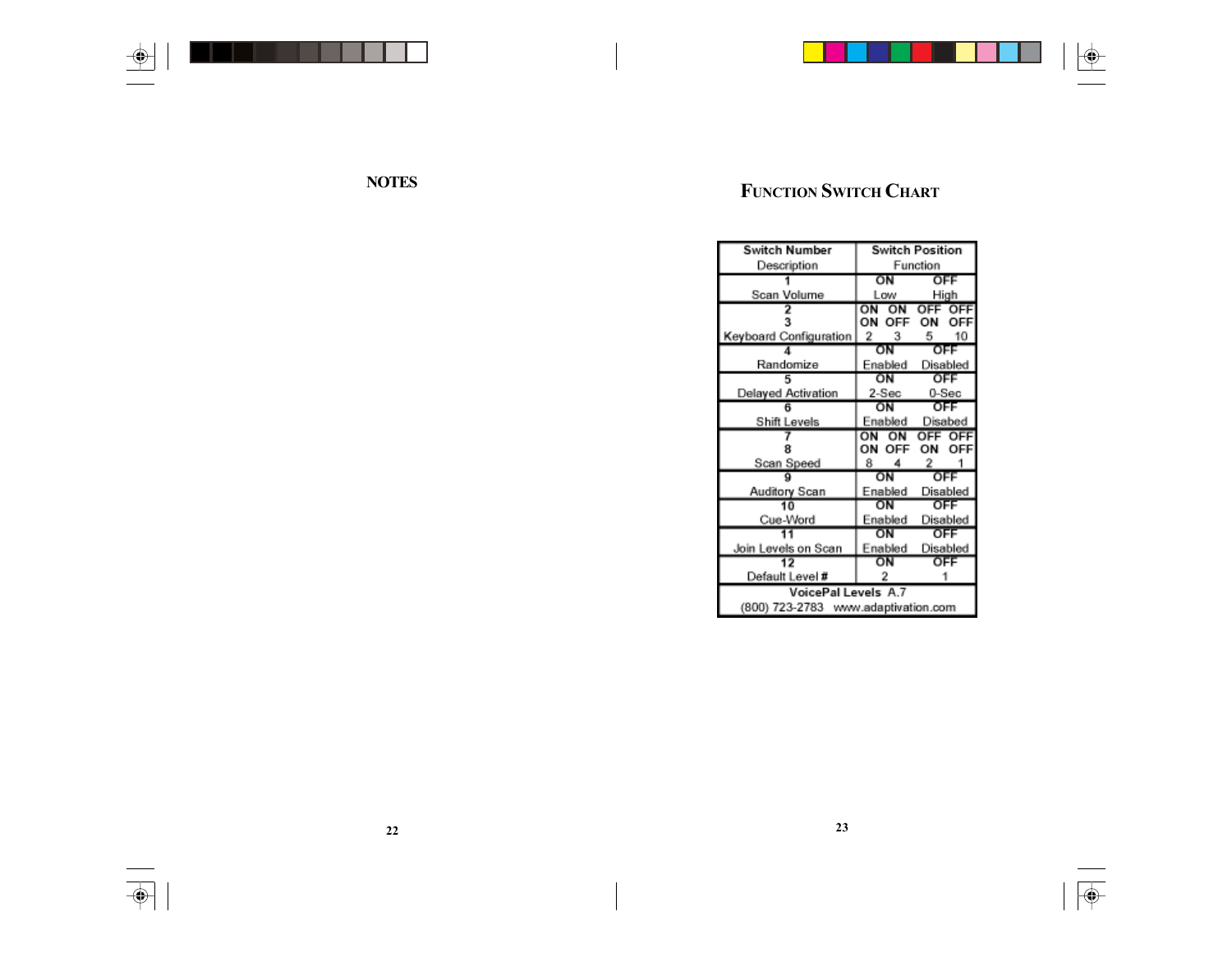# NOTES

# FUNCTION SWITCH CHART

| Switch Number<br>Description | Switch Position<br>Function | | | |
|---|---|---|---|---|
| 1<br>Scan Volume | ON<br>Low | | OFF<br>High | |
| 2<br>3<br>Keyboard Configuration | ON<br>ON<br>2 | ON<br>OFF<br>3 | OFF<br>ON<br>5 | OFF<br>OFF<br>10 |
| 4<br>Randomize | ON<br>Enabled | | OFF<br>Disabled | |
| 5<br>Delayed Activation | ON<br>2-Sec | | OFF<br>0-Sec | |
| 6<br>Shift Levels | ON<br>Enabled | | OFF<br>Disabed | |
| 7<br>8<br>Scan Speed | ON<br>ON<br>8 | ON<br>OFF<br>4 | OFF<br>ON<br>2 | OFF<br>OFF<br>1 |
| 9<br>Auditory Scan | ON<br>Enabled | | OFF<br>Disabled | |
| 10<br>Cue-Word | ON<br>Enabled | | OFF<br>Disabled | |
| 11<br>Join Levels on Scan | ON<br>Enabled | | OFF<br>Disabled | |
| 12<br>Default Level # | ON<br>2 | | OFF<br>1 | |
| VoicePal Levels A.7<br>(800) 723-2783 www.adaptivation.com | | | | |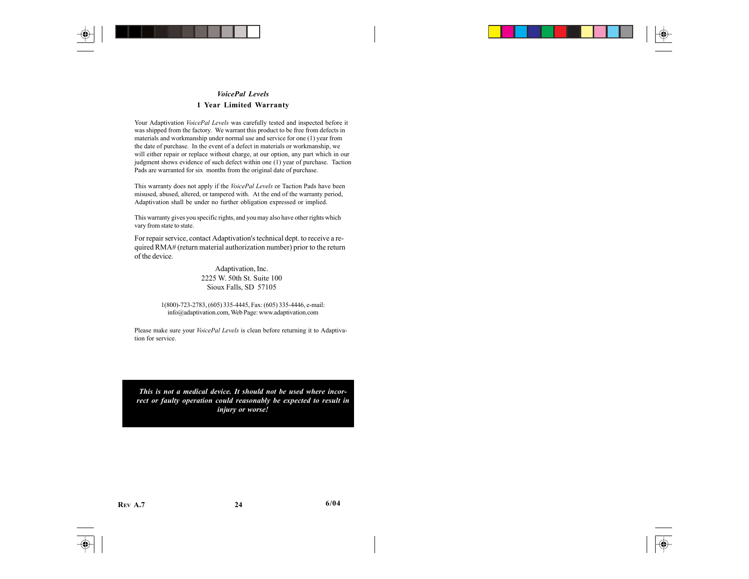## *VoicePal Levels*
## 1 Year Limited Warranty

Your Adaptivation *VoicePal Levels* was carefully tested and inspected before it was shipped from the factory. We warrant this product to be free from defects in materials and workmanship under normal use and service for one (1) year from the date of purchase. In the event of a defect in materials or workmanship, we will either repair or replace without charge, at our option, any part which in our judgment shows evidence of such defect within one (1) year of purchase. Taction Pads are warranted for six months from the original date of purchase.

This warranty does not apply if the *VoicePal Levels* or Taction Pads have been misused, abused, altered, or tampered with. At the end of the warranty period, Adaptivation shall be under no further obligation expressed or implied.

This warranty gives you specific rights, and you may also have other rights which vary from state to state.

For repair service, contact Adaptivation's technical dept. to receive a required RMA# (return material authorization number) prior to the return of the device.

Adaptivation, Inc.
2225 W. 50th St. Suite 100
Sioux Falls, SD 57105

1(800)-723-2783, (605) 335-4445, Fax: (605) 335-4446, e-mail: info@adaptivation.com, Web Page: www.adaptivation.com

Please make sure your *VoicePal Levels* is clean before returning it to Adaptivation for service.

***This is not a medical device. It should not be used where incorrect or faulty operation could reasonably be expected to result in injury or worse!***

**Rev A.7** **6/04**